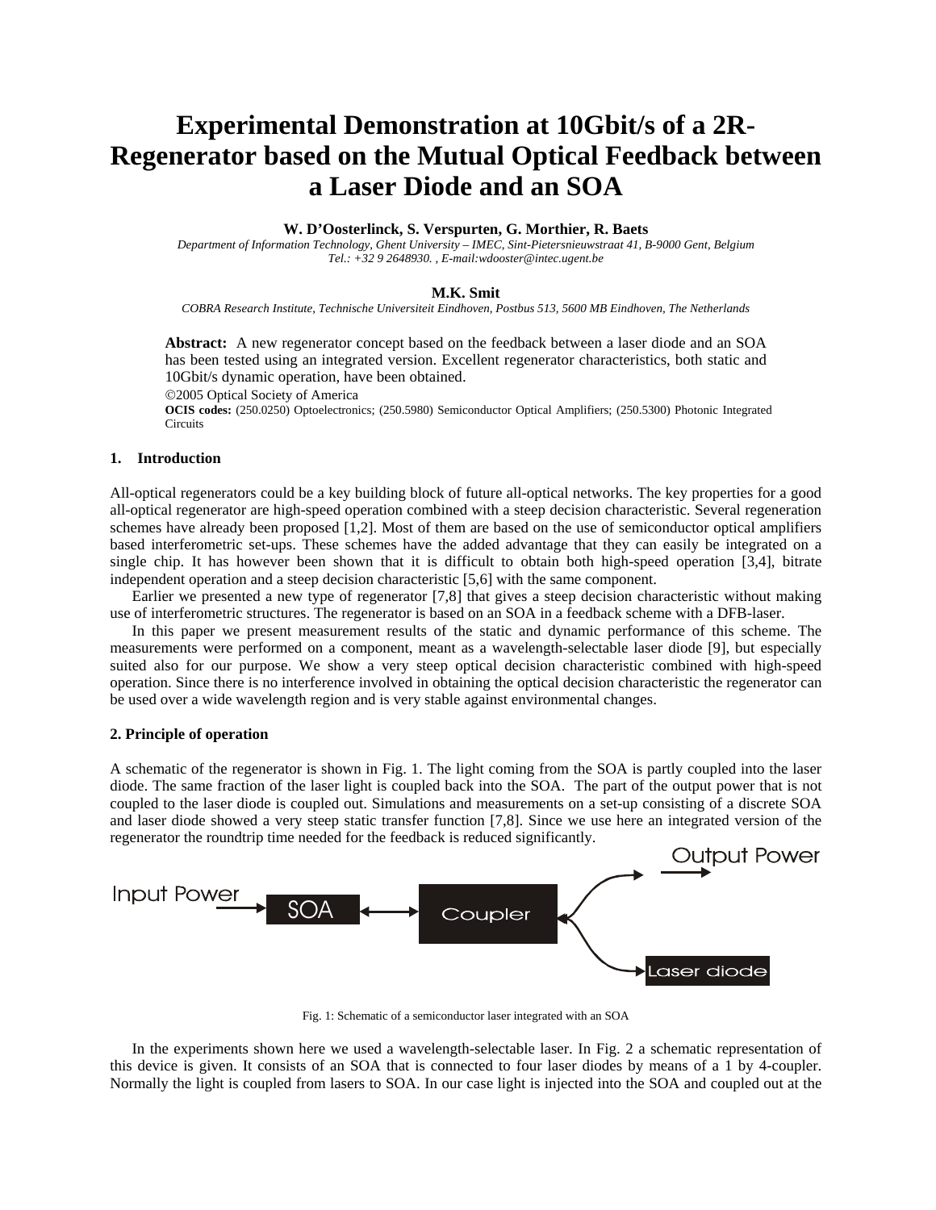# Experimental Demonstration at 10Gbit/s of a 2R-Regenerator based on the Mutual Optical Feedback between a Laser Diode and an SOA

**W. D'Oosterlinck, S. Verspurten, G. Morthier, R. Baets**

*Department of Information Technology, Ghent University – IMEC, Sint-Pietersnieuwstraat 41, B-9000 Gent, Belgium*
*Tel.: +32 9 2648930. , E-mail:wdooster@intec.ugent.be*

**M.K. Smit**

*COBRA Research Institute, Technische Universiteit Eindhoven, Postbus 513, 5600 MB Eindhoven, The Netherlands*

**Abstract:** A new regenerator concept based on the feedback between a laser diode and an SOA has been tested using an integrated version. Excellent regenerator characteristics, both static and 10Gbit/s dynamic operation, have been obtained.

©2005 Optical Society of America

**OCIS codes:** (250.0250) Optoelectronics; (250.5980) Semiconductor Optical Amplifiers; (250.5300) Photonic Integrated Circuits

## 1. Introduction

All-optical regenerators could be a key building block of future all-optical networks. The key properties for a good all-optical regenerator are high-speed operation combined with a steep decision characteristic. Several regeneration schemes have already been proposed [1,2]. Most of them are based on the use of semiconductor optical amplifiers based interferometric set-ups. These schemes have the added advantage that they can easily be integrated on a single chip. It has however been shown that it is difficult to obtain both high-speed operation [3,4], bitrate independent operation and a steep decision characteristic [5,6] with the same component.

Earlier we presented a new type of regenerator [7,8] that gives a steep decision characteristic without making use of interferometric structures. The regenerator is based on an SOA in a feedback scheme with a DFB-laser.

In this paper we present measurement results of the static and dynamic performance of this scheme. The measurements were performed on a component, meant as a wavelength-selectable laser diode [9], but especially suited also for our purpose. We show a very steep optical decision characteristic combined with high-speed operation. Since there is no interference involved in obtaining the optical decision characteristic the regenerator can be used over a wide wavelength region and is very stable against environmental changes.

## 2. Principle of operation

A schematic of the regenerator is shown in Fig. 1. The light coming from the SOA is partly coupled into the laser diode. The same fraction of the laser light is coupled back into the SOA. The part of the output power that is not coupled to the laser diode is coupled out. Simulations and measurements on a set-up consisting of a discrete SOA and laser diode showed a very steep static transfer function [7,8]. Since we use here an integrated version of the regenerator the roundtrip time needed for the feedback is reduced significantly.

Input Power → SOA ↔ Coupler → Output Power / Laser diode

Fig. 1: Schematic of a semiconductor laser integrated with an SOA

In the experiments shown here we used a wavelength-selectable laser. In Fig. 2 a schematic representation of this device is given. It consists of an SOA that is connected to four laser diodes by means of a 1 by 4-coupler. Normally the light is coupled from lasers to SOA. In our case light is injected into the SOA and coupled out at the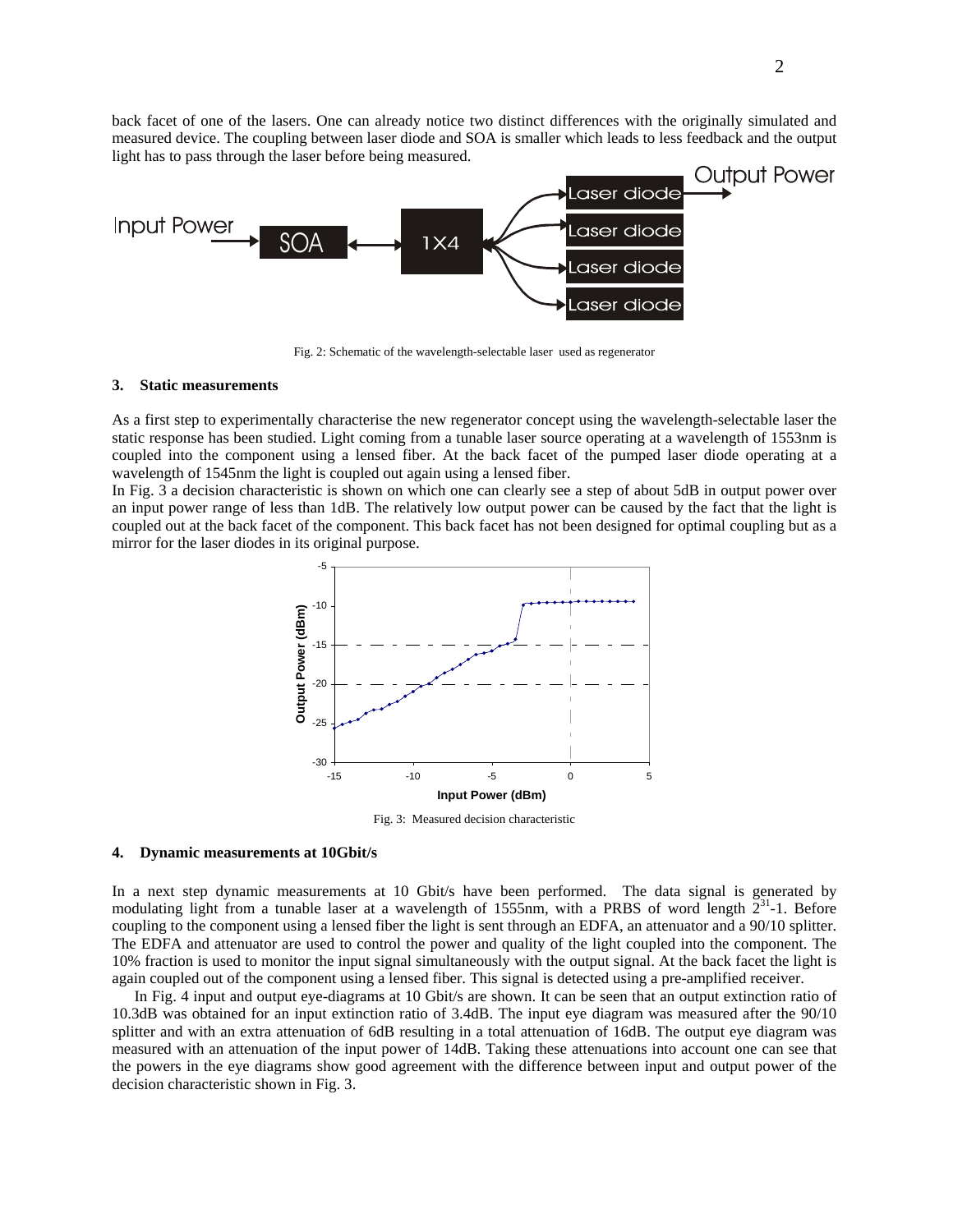back facet of one of the lasers. One can already notice two distinct differences with the originally simulated and measured device. The coupling between laser diode and SOA is smaller which leads to less feedback and the output light has to pass through the laser before being measured.

Fig. 2: Schematic of the wavelength-selectable laser used as regenerator

### 3. Static measurements

As a first step to experimentally characterise the new regenerator concept using the wavelength-selectable laser the static response has been studied. Light coming from a tunable laser source operating at a wavelength of 1553nm is coupled into the component using a lensed fiber. At the back facet of the pumped laser diode operating at a wavelength of 1545nm the light is coupled out again using a lensed fiber.

In Fig. 3 a decision characteristic is shown on which one can clearly see a step of about 5dB in output power over an input power range of less than 1dB. The relatively low output power can be caused by the fact that the light is coupled out at the back facet of the component. This back facet has not been designed for optimal coupling but as a mirror for the laser diodes in its original purpose.

Fig. 3: Measured decision characteristic

### 4. Dynamic measurements at 10Gbit/s

In a next step dynamic measurements at 10 Gbit/s have been performed. The data signal is generated by modulating light from a tunable laser at a wavelength of 1555nm, with a PRBS of word length $2^{31}$-1. Before coupling to the component using a lensed fiber the light is sent through an EDFA, an attenuator and a 90/10 splitter. The EDFA and attenuator are used to control the power and quality of the light coupled into the component. The 10% fraction is used to monitor the input signal simultaneously with the output signal. At the back facet the light is again coupled out of the component using a lensed fiber. This signal is detected using a pre-amplified receiver.

In Fig. 4 input and output eye-diagrams at 10 Gbit/s are shown. It can be seen that an output extinction ratio of 10.3dB was obtained for an input extinction ratio of 3.4dB. The input eye diagram was measured after the 90/10 splitter and with an extra attenuation of 6dB resulting in a total attenuation of 16dB. The output eye diagram was measured with an attenuation of the input power of 14dB. Taking these attenuations into account one can see that the powers in the eye diagrams show good agreement with the difference between input and output power of the decision characteristic shown in Fig. 3.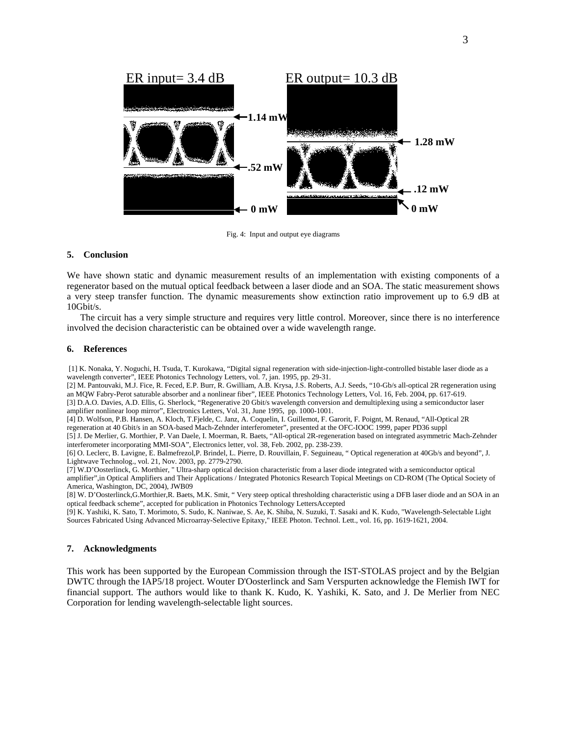ER input= 3.4 dB

ER output= 10.3 dB

1.14 mW

.52 mW

0 mW

1.28 mW

.12 mW

0 mW

Fig. 4: Input and output eye diagrams

## 5. Conclusion

We have shown static and dynamic measurement results of an implementation with existing components of a regenerator based on the mutual optical feedback between a laser diode and an SOA. The static measurement shows a very steep transfer function. The dynamic measurements show extinction ratio improvement up to 6.9 dB at 10Gbit/s.

The circuit has a very simple structure and requires very little control. Moreover, since there is no interference involved the decision characteristic can be obtained over a wide wavelength range.

## 6. References

[1] K. Nonaka, Y. Noguchi, H. Tsuda, T. Kurokawa, "Digital signal regeneration with side-injection-light-controlled bistable laser diode as a wavelength converter", IEEE Photonics Technology Letters, vol. 7, jan. 1995, pp. 29-31.

[2] M. Pantouvaki, M.J. Fice, R. Feced, E.P. Burr, R. Gwilliam, A.B. Krysa, J.S. Roberts, A.J. Seeds, "10-Gb/s all-optical 2R regeneration using an MQW Fabry-Perot saturable absorber and a nonlinear fiber", IEEE Photonics Technology Letters, Vol. 16, Feb. 2004, pp. 617-619.

[3] D.A.O. Davies, A.D. Ellis, G. Sherlock, "Regenerative 20 Gbit/s wavelength conversion and demultiplexing using a semiconductor laser amplifier nonlinear loop mirror", Electronics Letters, Vol. 31, June 1995, pp. 1000-1001.

[4] D. Wolfson, P.B. Hansen, A. Kloch, T.Fjelde, C. Janz, A. Coquelin, I. Guillemot, F. Garorit, F. Poignt, M. Renaud, "All-Optical 2R regeneration at 40 Gbit/s in an SOA-based Mach-Zehnder interferometer", presented at the OFC-IOOC 1999, paper PD36 suppl

[5] J. De Merlier, G. Morthier, P. Van Daele, I. Moerman, R. Baets, "All-optical 2R-regeneration based on integrated asymmetric Mach-Zehnder interferometer incorporating MMI-SOA", Electronics letter, vol. 38, Feb. 2002, pp. 238-239.

[6] O. Leclerc, B. Lavigne, E. Balmefrezol,P. Brindel, L. Pierre, D. Rouvillain, F. Seguineau, " Optical regeneration at 40Gb/s and beyond", J. Lightwave Technolog., vol. 21, Nov. 2003, pp. 2779-2790.

[7] W.D'Oosterlinck, G. Morthier, " Ultra-sharp optical decision characteristic from a laser diode integrated with a semiconductor optical amplifier",in Optical Amplifiers and Their Applications / Integrated Photonics Research Topical Meetings on CD-ROM (The Optical Society of America, Washington, DC, 2004), JWB09

[8] W. D'Oosterlinck,G.Morthier,R. Baets, M.K. Smit, " Very steep optical thresholding characteristic using a DFB laser diode and an SOA in an optical feedback scheme", accepted for publication in Photonics Technology LettersAccepted

[9] K. Yashiki, K. Sato, T. Morimoto, S. Sudo, K. Naniwae, S. Ae, K. Shiba, N. Suzuki, T. Sasaki and K. Kudo, "Wavelength-Selectable Light Sources Fabricated Using Advanced Microarray-Selective Epitaxy," IEEE Photon. Technol. Lett., vol. 16, pp. 1619-1621, 2004.

## 7. Acknowledgments

This work has been supported by the European Commission through the IST-STOLAS project and by the Belgian DWTC through the IAP5/18 project. Wouter D'Oosterlinck and Sam Verspurten acknowledge the Flemish IWT for financial support. The authors would like to thank K. Kudo, K. Yashiki, K. Sato, and J. De Merlier from NEC Corporation for lending wavelength-selectable light sources.